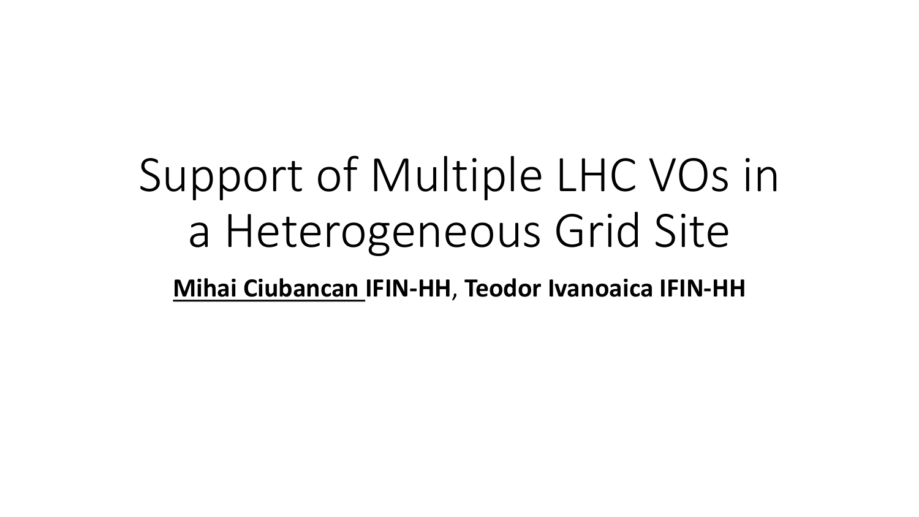# Support of Multiple LHC VOs in a Heterogeneous Grid Site

**Mihai Ciubancan IFIN-HH**, **Teodor Ivanoaica IFIN-HH**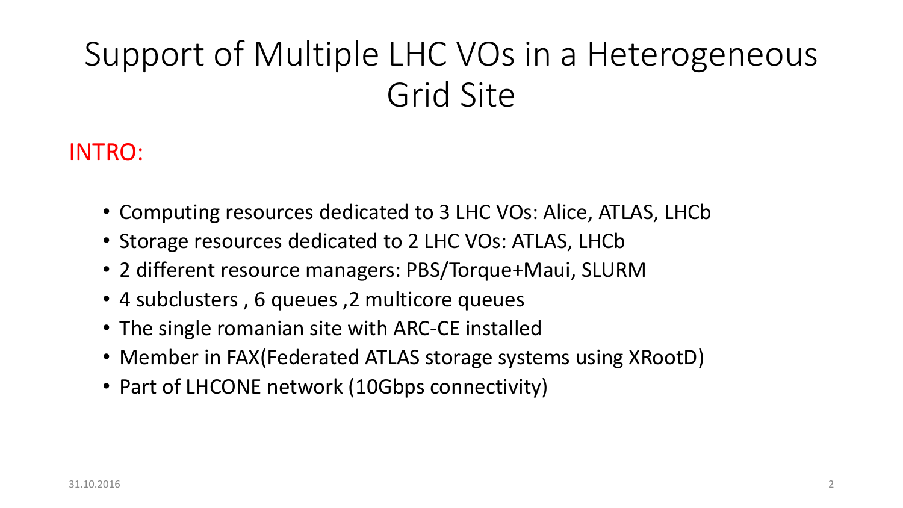# Support of Multiple LHC VOs in a Heterogeneous Grid Site

INTRO:

- Computing resources dedicated to 3 LHC VOs: Alice, ATLAS, LHCb
- Storage resources dedicated to 2 LHC VOs: ATLAS, LHCb
- 2 different resource managers: PBS/Torque+Maui, SLURM
- 4 subclusters , 6 queues ,2 multicore queues
- The single romanian site with ARC-CE installed
- Member in FAX(Federated ATLAS storage systems using XRootD)
- Part of LHCONE network (10Gbps connectivity)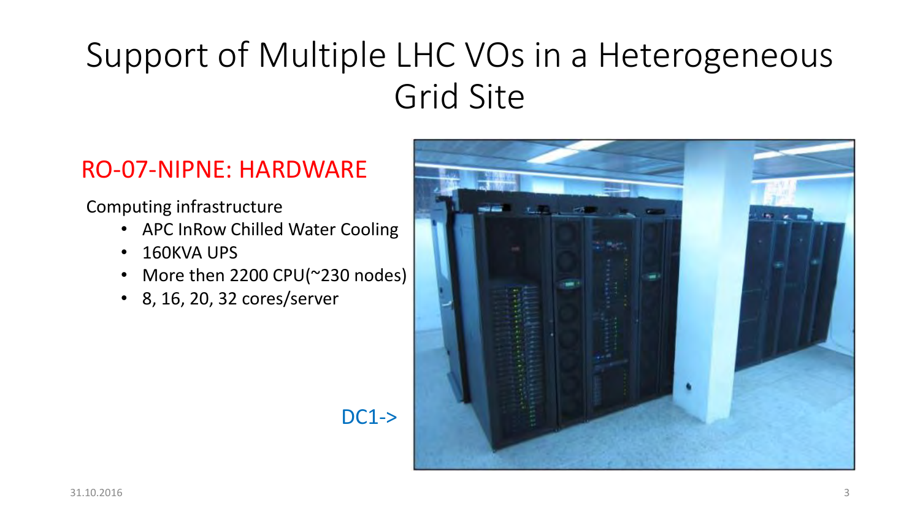# Support of Multiple LHC VOs in a Heterogeneous Grid Site

## RO-07-NIPNE: HARDWARE

Computing infrastructure

- APC InRow Chilled Water Cooling
- 160KVA UPS
- More then 2200 CPU(~230 nodes)
- 8, 16, 20, 32 cores/server

DC1->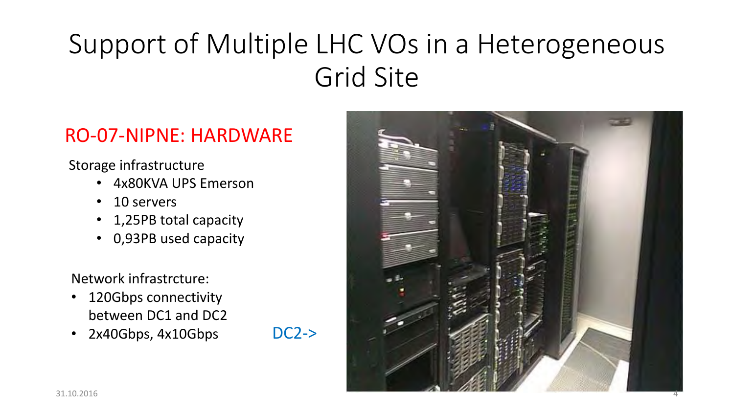# Support of Multiple LHC VOs in a Heterogeneous Grid Site

## RO-07-NIPNE: HARDWARE

Storage infrastructure

- 4x80KVA UPS Emerson
- 10 servers
- 1,25PB total capacity
- 0,93PB used capacity

Network infrastrcture:

- 120Gbps connectivity between DC1 and DC2
- 2x40Gbps, 4x10Gbps

DC2->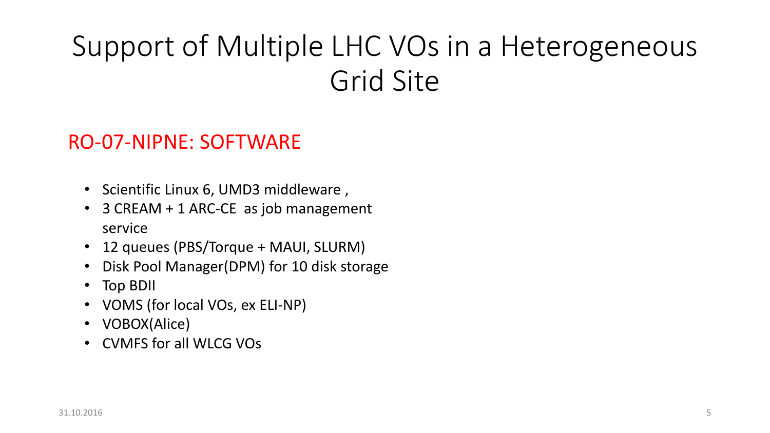# Support of Multiple LHC VOs in a Heterogeneous Grid Site

## RO-07-NIPNE: SOFTWARE

- Scientific Linux 6, UMD3 middleware ,
- 3 CREAM + 1 ARC-CE as job management service
- 12 queues (PBS/Torque + MAUI, SLURM)
- Disk Pool Manager(DPM) for 10 disk storage
- Top BDII
- VOMS (for local VOs, ex ELI-NP)
- VOBOX(Alice)
- CVMFS for all WLCG VOs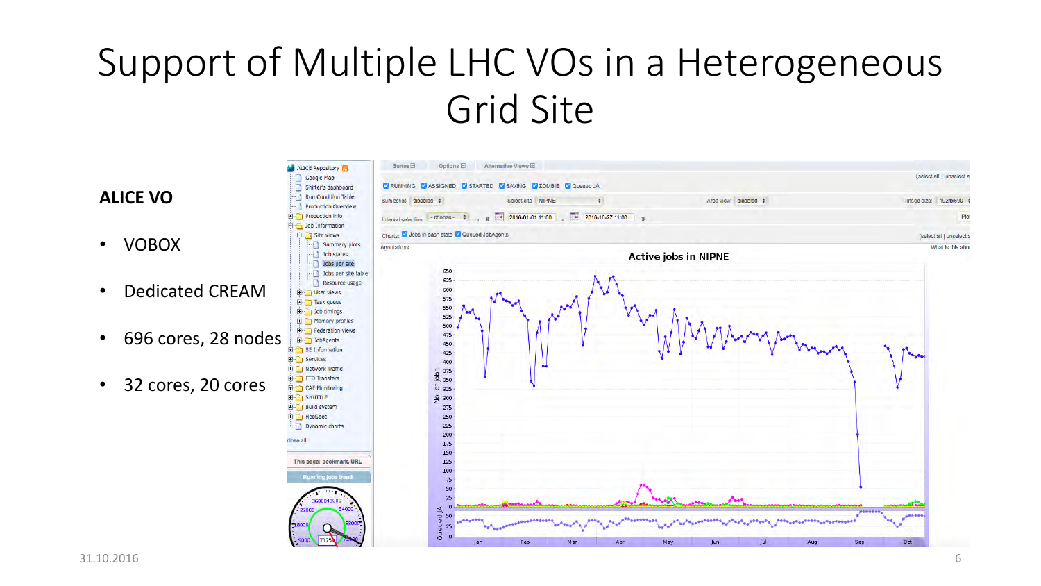# Support of Multiple LHC VOs in a Heterogeneous Grid Site

**ALICE VO**

- VOBOX
- Dedicated CREAM
- 696 cores, 28 nodes
- 32 cores, 20 cores

Active jobs in NIPNE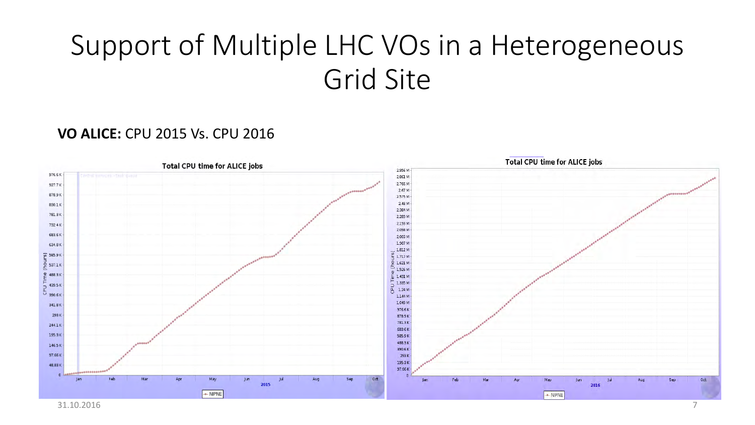# Support of Multiple LHC VOs in a Heterogeneous Grid Site

**VO ALICE:** CPU 2015 Vs. CPU 2016

Total CPU time for ALICE jobs

CPU Time [hours]

976.6 K
927.7 K
878.9 K
830.1 K
781.3 K
732.4 K
683.6 K
634.8 K
585.9 K
537.1 K
488.3 K
439.5 K
390.6 K
341.8 K
293 K
244.1 K
195.3 K
146.5 K
97.66 K
48.83 K
0

Jan Feb Mar Apr May Jun Jul Aug Sep Oct

2015

NIPNE

Total CPU time for ALICE jobs

CPU Time [hours]

2.956 M
2.861 M
2.766 M
2.67 M
2.575 M
2.48 M
2.384 M
2.289 M
2.193 M
2.098 M
2.003 M
1.907 M
1.812 M
1.717 M
1.621 M
1.526 M
1.431 M
1.335 M
1.24 M
1.144 M
1.049 M
976.6 K
878.9 K
781.3 K
683.6 K
585.9 K
488.3 K
390.6 K
293 K
195.3 K
97.66 K
0

Jan Feb Mar Apr May Jun Jul Aug Sep Oct

2016

NIPNE

31.10.2016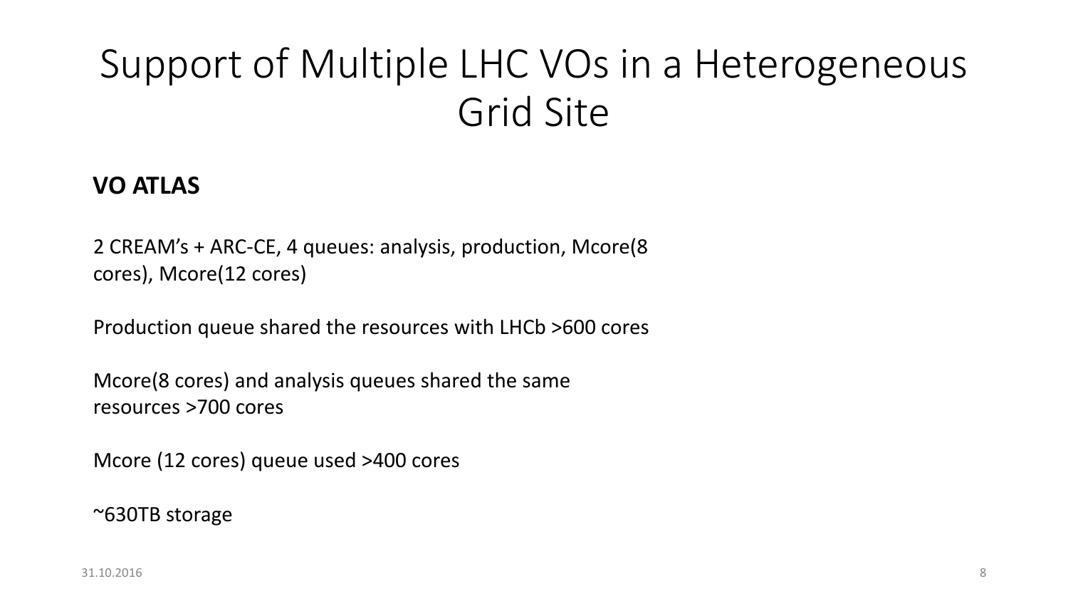# Support of Multiple LHC VOs in a Heterogeneous Grid Site

**VO ATLAS**

2 CREAM's + ARC-CE, 4 queues: analysis, production, Mcore(8 cores), Mcore(12 cores)

Production queue shared the resources with LHCb >600 cores

Mcore(8 cores) and analysis queues shared the same resources >700 cores

Mcore (12 cores) queue used >400 cores

~630TB storage

31.10.2016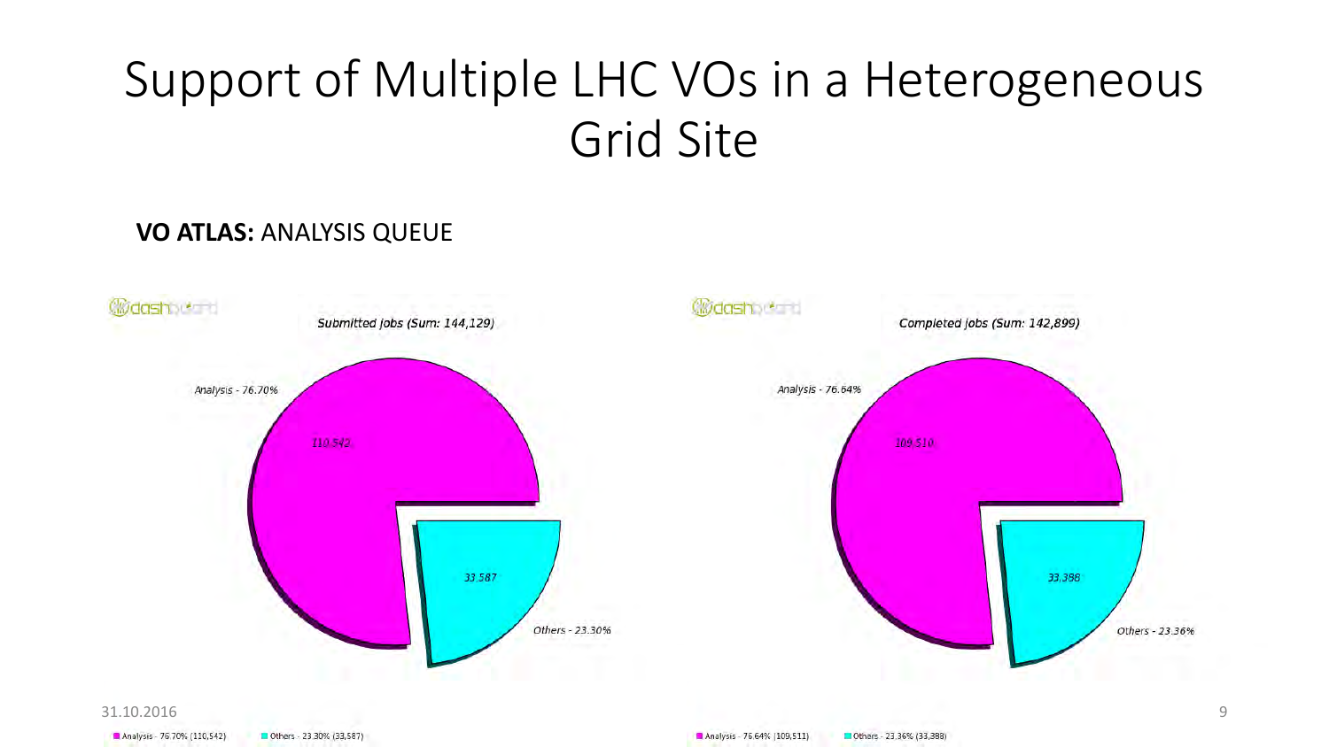# Support of Multiple LHC VOs in a Heterogeneous Grid Site

**VO ATLAS:** ANALYSIS QUEUE

dashboard

Submitted jobs (Sum: 144,129)

Analysis - 76.70%

110,542

33,587

Others - 23.30%

Analysis - 76.70% (110,542)

Others - 23.30% (33,587)

dashboard

Completed jobs (Sum: 142,899)

Analysis - 76.64%

109,510

33,388

Others - 23.36%

Analysis - 76.64% (109,511)

Others - 23.36% (33,388)

31.10.2016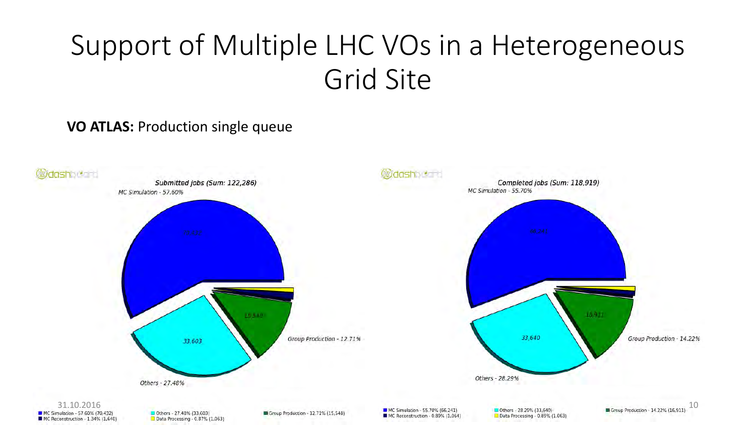# Support of Multiple LHC VOs in a Heterogeneous Grid Site

**VO ATLAS:** Production single queue

dashboard

Submitted jobs (Sum: 122,286)

MC Simulation - 57.60%

70,432

15,548

Group Production - 12.71%

33,603

Others - 27.48%

MC Simulation - 57.60% (70,432)
MC Reconstruction - 1.34% (1,640)
Others - 27.48% (33,603)
Data Processing - 0.87% (1,063)
Group Production - 12.71% (15,548)

dashboard

Completed jobs (Sum: 118,919)

MC Simulation - 55.70%

66,241

16,911

Group Production - 14.22%

33,640

Others - 28.29%

MC Simulation - 55.70% (66,241)
MC Reconstruction - 0.89% (1,064)
Others - 28.29% (33,640)
Data Processing - 0.89% (1,063)
Group Production - 14.22% (16,911)

31.10.2016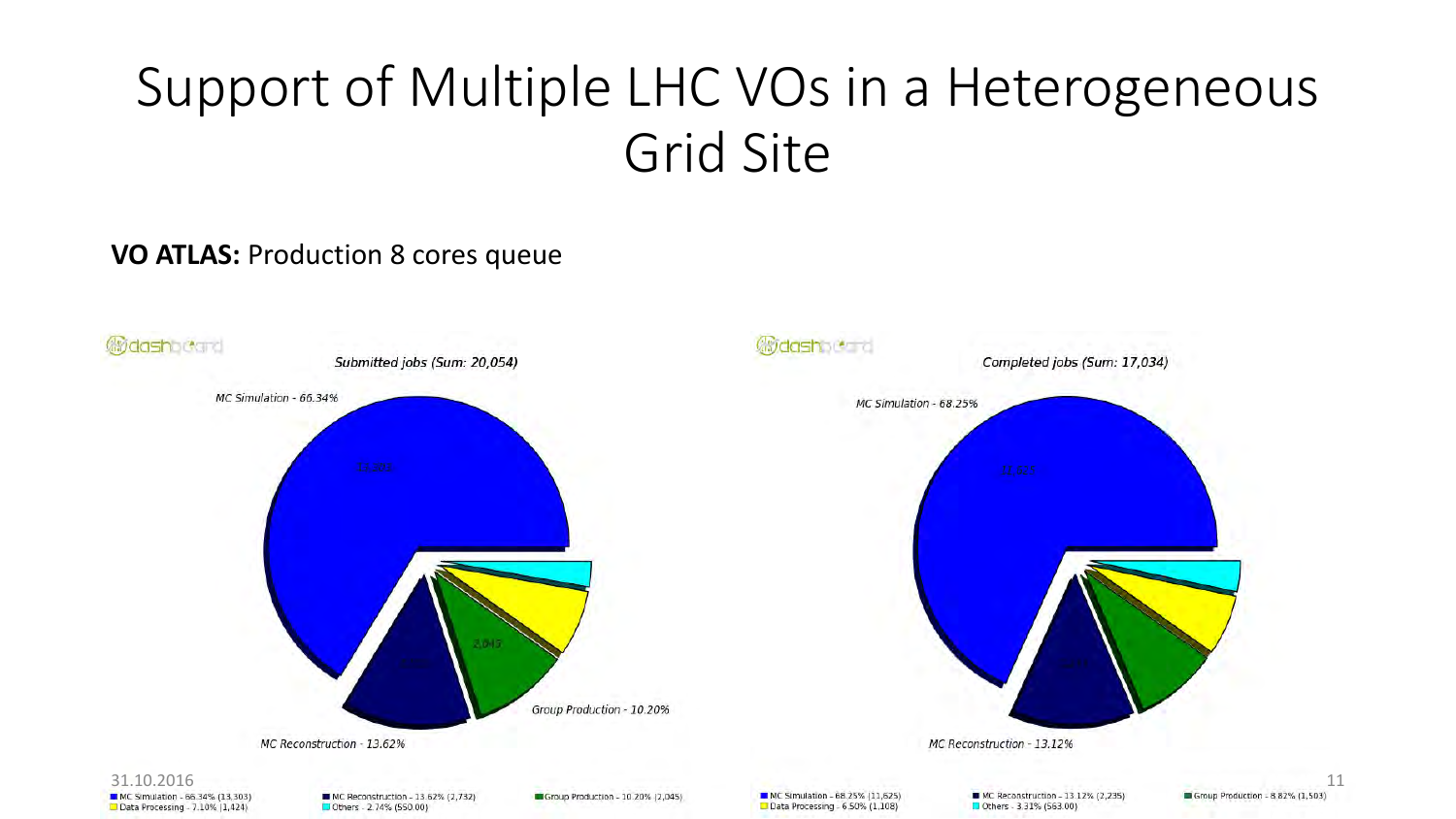# Support of Multiple LHC VOs in a Heterogeneous Grid Site

**VO ATLAS:** Production 8 cores queue

dashboard

*Submitted jobs (Sum: 20,054)*

MC Simulation - 66.34%

13,303

2,732

2,045

Group Production - 10.20%

MC Reconstruction - 13.62%

MC Simulation - 66.34% (13,303)
MC Reconstruction - 13.62% (2,732)
Group Production - 10.20% (2,045)
Data Processing - 7.10% (1,424)
Others - 2.74% (550.00)

dashboard

*Completed jobs (Sum: 17,034)*

MC Simulation - 68.25%

11,625

2,235

MC Reconstruction - 13.12%

MC Simulation - 68.25% (11,625)
MC Reconstruction - 13.12% (2,235)
Group Production - 8.82% (1,503)
Data Processing - 6.50% (1,108)
Others - 3.31% (563.00)

31.10.2016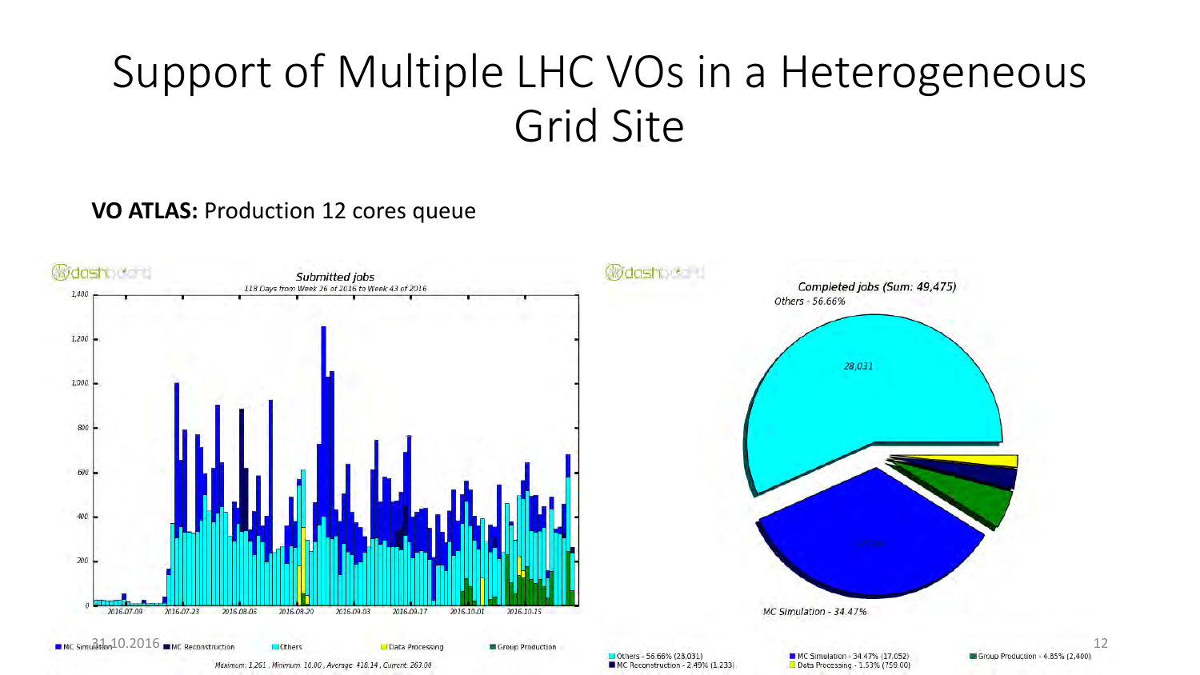# Support of Multiple LHC VOs in a Heterogeneous Grid Site

**VO ATLAS:** Production 12 cores queue

dashboard

Submitted jobs

118 Days from Week 26 of 2016 to Week 43 of 2016

1,400
1,200
1,000
800
600
400
200
0

2016-07-09 2016-07-23 2016-08-06 2016-08-20 2016-09-03 2016-09-17 2016-10-01 2016-10-15

MC Simulation MC Reconstruction Others Data Processing Group Production

Maximum: 1,261 , Minimum: 10.00 , Average: 418.14 , Current: 263.00

dashboard

Completed jobs (Sum: 49,475)

Others - 56.66%

28,031

17,052

MC Simulation - 34.47%

Others - 56.66% (28,031)
MC Reconstruction - 2.49% (1,233)
MC Simulation - 34.47% (17,052)
Data Processing - 1.53% (759.00)
Group Production - 4.85% (2,400)

31.10.2016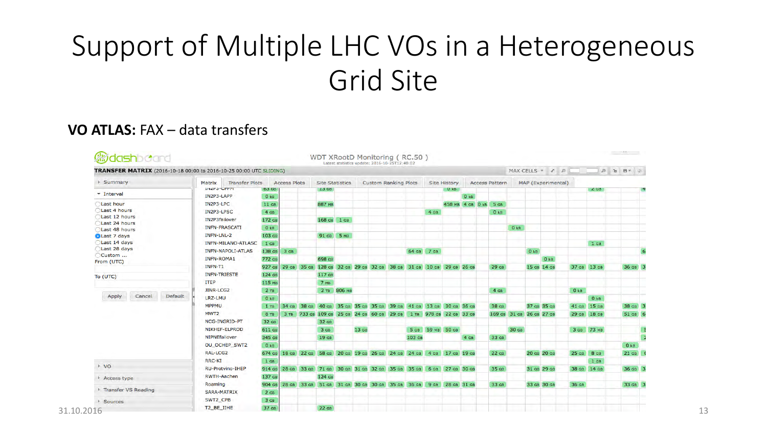# Support of Multiple LHC VOs in a Heterogeneous Grid Site

**VO ATLAS:** FAX – data transfers

WDT XRootD Monitoring ( RC.50 )

Latest statistics update: 2016-10-25T12:40:02

TRANSFER MATRIX (2016-10-18 00:00 to 2016-10-25 00:00 UTC SLIDING)

Summary | Interval: Last hour, Last 4 hours, Last 12 hours, Last 24 hours, Last 48 hours, Last 7 days, Last 14 days, Last 28 days, Custom ... | From (UTC) | To (UTC) | Apply | Cancel | Default | VO | Access type | Transfer VS Reading | Sources

Matrix | Transfer Plots | Access Plots | Site Statistics | Custom Ranking Plots | Site History | Access Pattern | MAP (Experimental)

| Site | Total |
|---|---|
| IN2P3-CPPM | 63 GB |
| IN2P3-LAPP | 0 kB |
| IN2P3-LPC | 11 GB |
| IN2P3-LPSC | 4 GB |
| IN2P3failover | 172 GB |
| INFN-FRASCATI | 0 kB |
| INFN-LNL-2 | 103 GB |
| INFN-MILANO-ATLASC | 1 GB |
| INFN-NAPOLI-ATLAS | 138 GB |
| INFN-ROMA1 | 772 GB |
| INFN-T1 | 927 GB |
| INFN-TRIESTE | 124 GB |
| ITEP | 115 MB |
| JINR-LCG2 | 2 TB |
| LRZ-LMU | 0 kB |
| MPPMU | 1 TB |
| MWT2 | 8 TB |
| NCG-INGRID-PT | 32 GB |
| NIKHEF-ELPROD | 611 GB |
| NIPNEfailover | 345 GB |
| OU_OCHEP_SWT2 | 0 kB |
| RAL-LCG2 | 674 GB |
| RRC-KI | 1 GB |
| RU-Protvino-IHEP | 914 GB |
| RWTH-Aachen | 137 GB |
| Roaming | 904 GB |
| SARA-MATRIX | 2 GB |
| SWT2_CPB | 3 GB |
| T2_BE_IIHE | 37 GB |

31.10.2016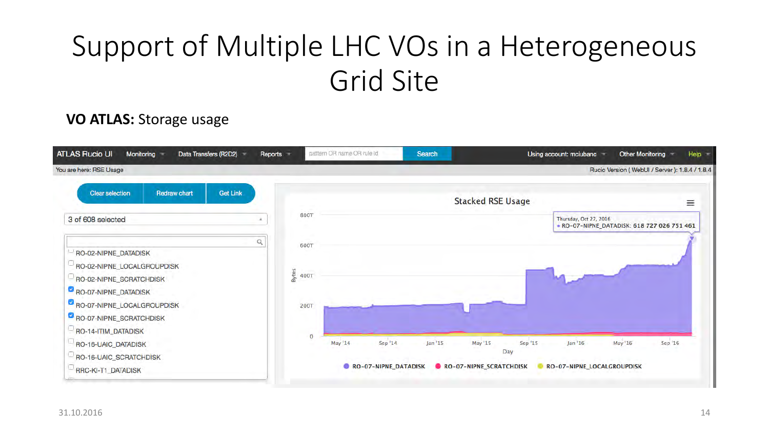# Support of Multiple LHC VOs in a Heterogeneous Grid Site

**VO ATLAS:** Storage usage

ATLAS Rucio UI | Monitoring | Data Transfers (R2D2) | Reports | pattern OR name OR rule id | Search | Using account: mciubanc | Other Monitoring | Help

You are here: RSE Usage

Rucio Version ( WebUI / Server ): 1.8.4 / 1.8.4

Clear selection | Redraw chart | Get Link

3 of 608 selected

- RO-02-NIPNE_DATADISK
- RO-02-NIPNE_LOCALGROUPDISK
- RO-02-NIPNE_SCRATCHDISK
- RO-07-NIPNE_DATADISK
- RO-07-NIPNE_LOCALGROUPDISK
- RO-07-NIPNE_SCRATCHDISK
- RO-14-ITIM_DATADISK
- RO-16-UAIC_DATADISK
- RO-16-UAIC_SCRATCHDISK
- RRC-KI-T1_DATADISK

Stacked RSE Usage

Thursday, Oct 27, 2016
• RO-07-NIPNE_DATADISK: 618 727 026 751 461

Bytes

800T
600T
400T
200T
0

May '14 Sep '14 Jan '15 May '15 Sep '15 Jan '16 May '16 Sep '16

Day

RO-07-NIPNE_DATADISK RO-07-NIPNE_SCRATCHDISK RO-07-NIPNE_LOCALGROUPDISK

31.10.2016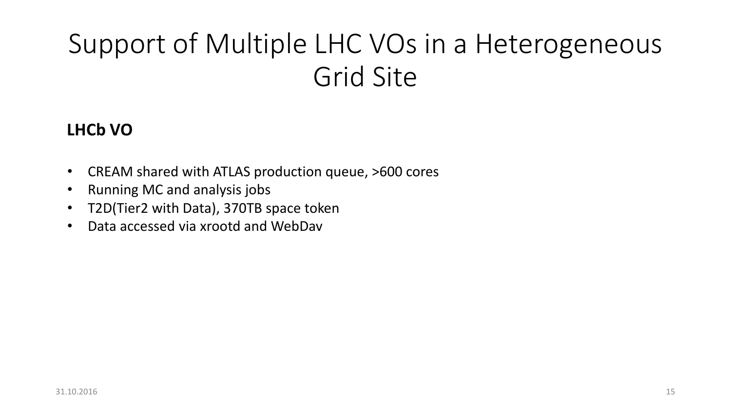# Support of Multiple LHC VOs in a Heterogeneous Grid Site

**LHCb VO**

- CREAM shared with ATLAS production queue, >600 cores
- Running MC and analysis jobs
- T2D(Tier2 with Data), 370TB space token
- Data accessed via xrootd and WebDav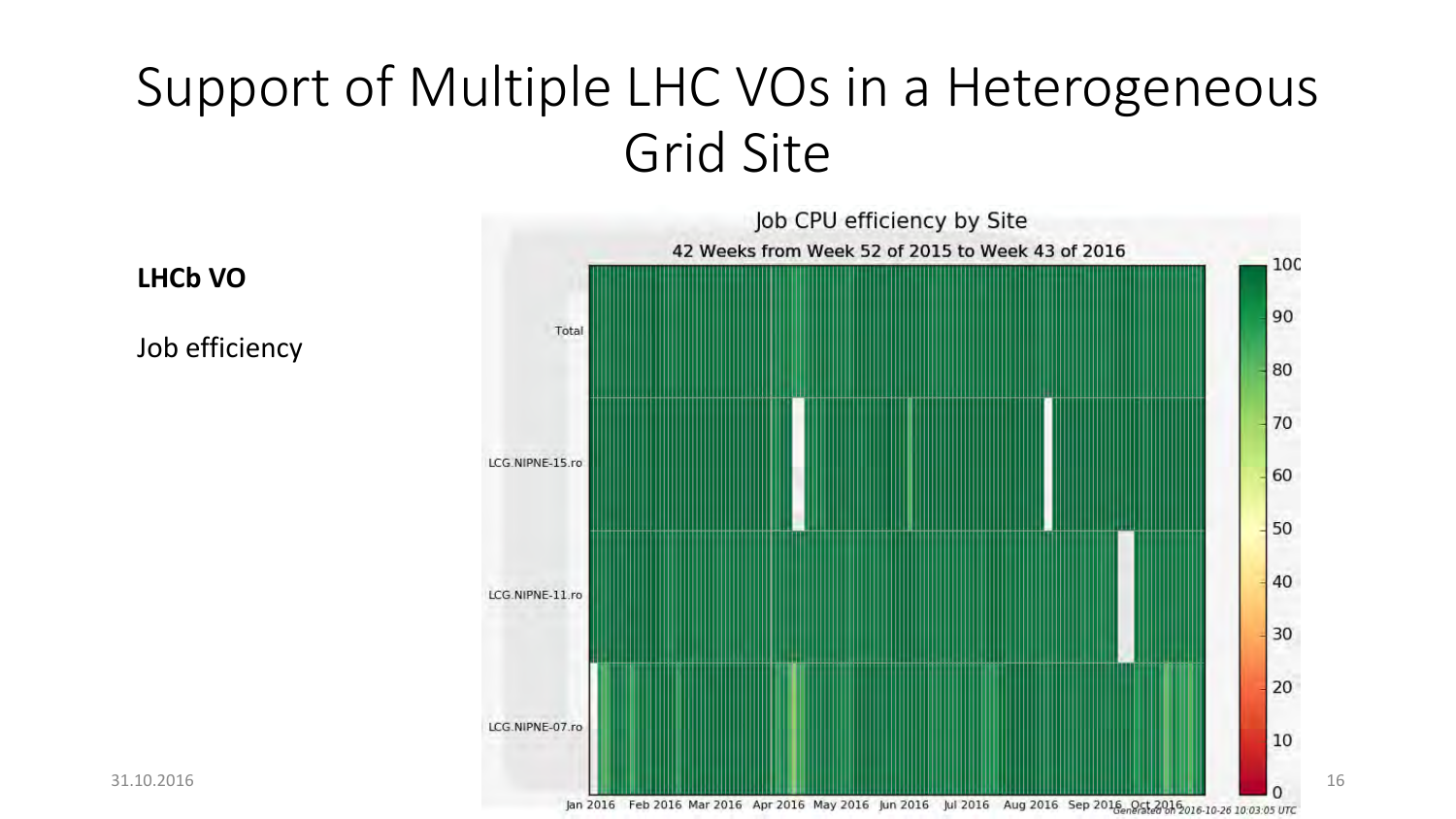# Support of Multiple LHC VOs in a Heterogeneous Grid Site

**LHCb VO**

Job efficiency

Job CPU efficiency by Site

42 Weeks from Week 52 of 2015 to Week 43 of 2016

Total

LCG.NIPNE-15.ro

LCG.NIPNE-11.ro

LCG.NIPNE-07.ro

Jan 2016 Feb 2016 Mar 2016 Apr 2016 May 2016 Jun 2016 Jul 2016 Aug 2016 Sep 2016 Oct 2016

100
90
80
70
60
50
40
30
20
10
0

Generated on 2016-10-26 10:03:05 UTC

31.10.2016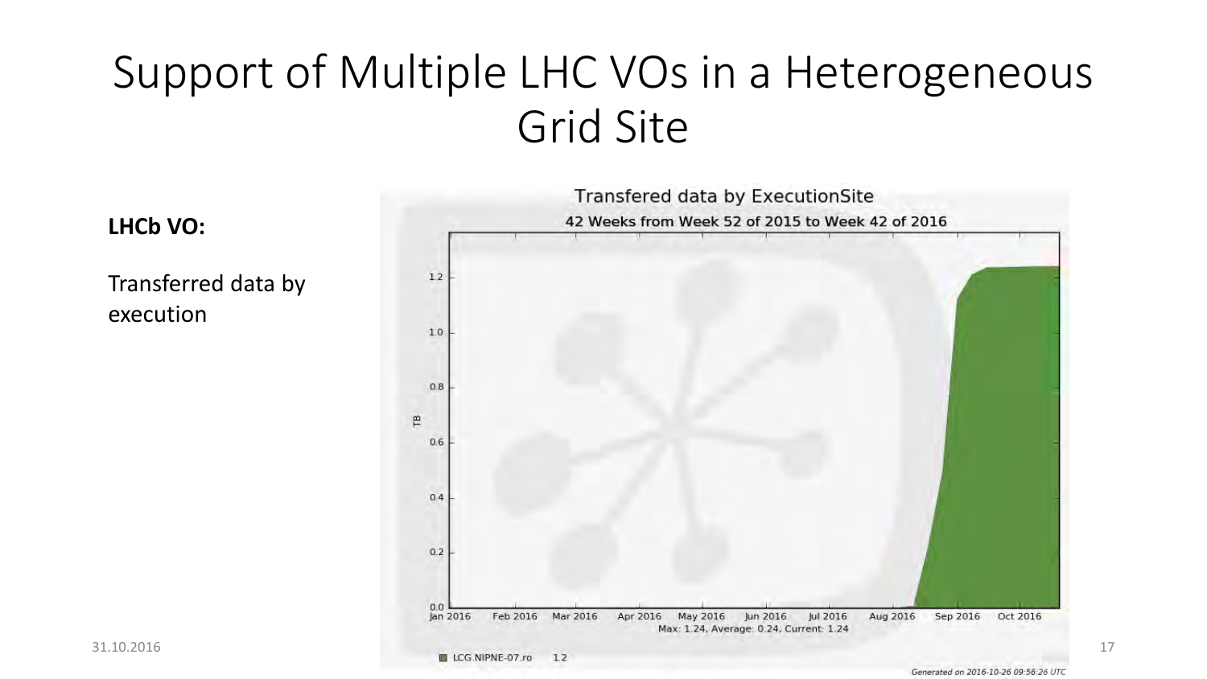# Support of Multiple LHC VOs in a Heterogeneous Grid Site

**LHCb VO:**

Transferred data by execution

Transfered data by ExecutionSite

42 Weeks from Week 52 of 2015 to Week 42 of 2016

TB

0.0
0.2
0.4
0.6
0.8
1.0
1.2

Jan 2016 Feb 2016 Mar 2016 Apr 2016 May 2016 Jun 2016 Jul 2016 Aug 2016 Sep 2016 Oct 2016

Max: 1.24, Average: 0.24, Current: 1.24

LCG.NIPNE-07.ro 1.2

*Generated on 2016-10-26 09:56:26 UTC*

31.10.2016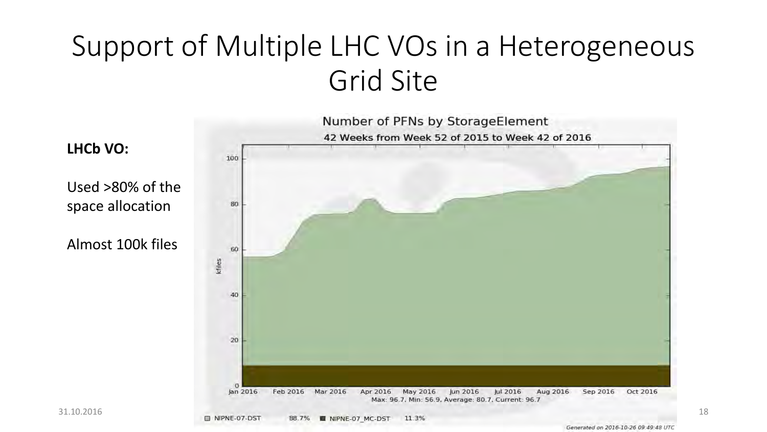# Support of Multiple LHC VOs in a Heterogeneous Grid Site

**LHCb VO:**

Used >80% of the space allocation

Almost 100k files

Number of PFNs by StorageElement

42 Weeks from Week 52 of 2015 to Week 42 of 2016

kfiles

0
20
40
60
80
100

Jan 2016 Feb 2016 Mar 2016 Apr 2016 May 2016 Jun 2016 Jul 2016 Aug 2016 Sep 2016 Oct 2016

Max: 96.7, Min: 56.9, Average: 80.7, Current: 96.7

NIPNE-07-DST 88.7% NIPNE-07_MC-DST 11.3%

Generated on 2016-10-26 09:49:48 UTC

31.10.2016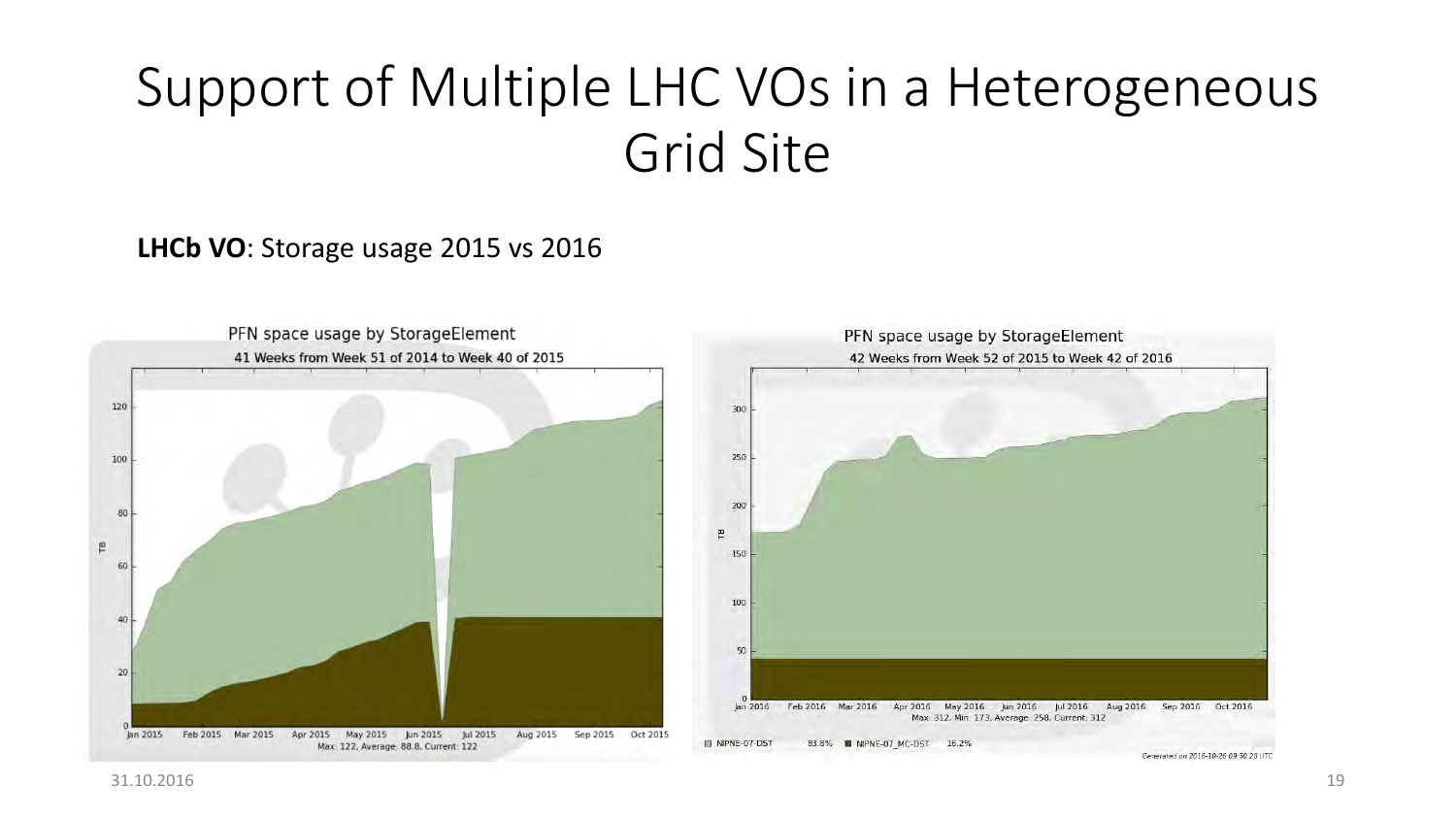# Support of Multiple LHC VOs in a Heterogeneous Grid Site

**LHCb VO**: Storage usage 2015 vs 2016

PFN space usage by StorageElement

41 Weeks from Week 51 of 2014 to Week 40 of 2015

TB

0
20
40
60
80
100
120

Jan 2015 Feb 2015 Mar 2015 Apr 2015 May 2015 Jun 2015 Jul 2015 Aug 2015 Sep 2015 Oct 2015

Max: 122, Average: 88.8, Current: 122

PFN space usage by StorageElement

42 Weeks from Week 52 of 2015 to Week 42 of 2016

TB

0
50
100
150
200
250
300

Jan 2016 Feb 2016 Mar 2016 Apr 2016 May 2016 Jun 2016 Jul 2016 Aug 2016 Sep 2016 Oct 2016

Max: 312, Min: 173, Average: 258, Current: 312

NIPNE-07-DST 83.8% NIPNE-07_MC-DST 16.2%

Generated on 2016-10-26 09:50:29 UTC

31.10.2016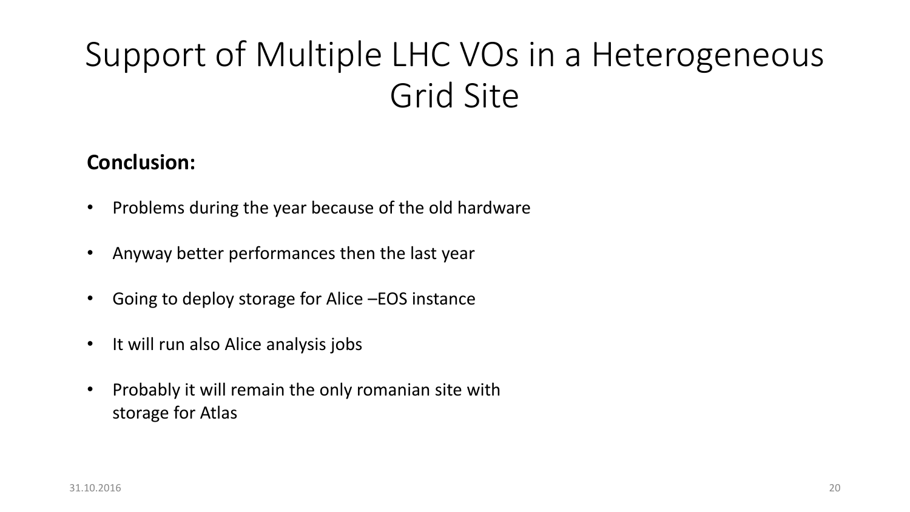# Support of Multiple LHC VOs in a Heterogeneous Grid Site

**Conclusion:**

- Problems during the year because of the old hardware
- Anyway better performances then the last year
- Going to deploy storage for Alice –EOS instance
- It will run also Alice analysis jobs
- Probably it will remain the only romanian site with storage for Atlas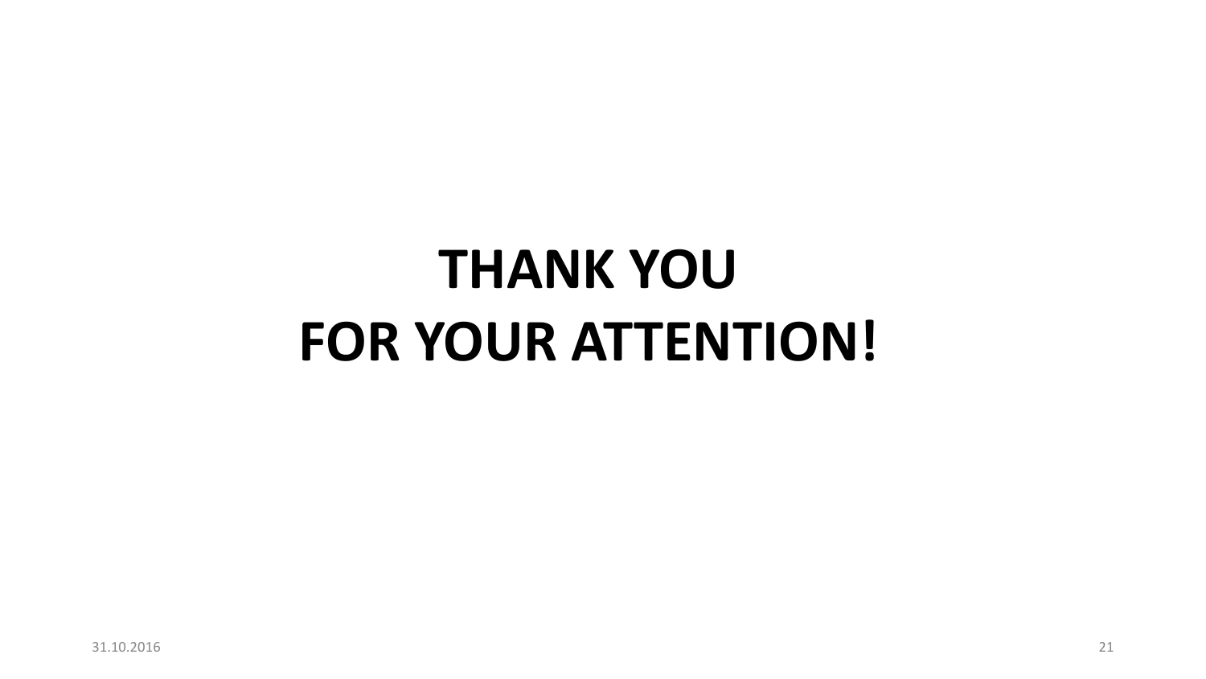**THANK YOU**
**FOR YOUR ATTENTION!**